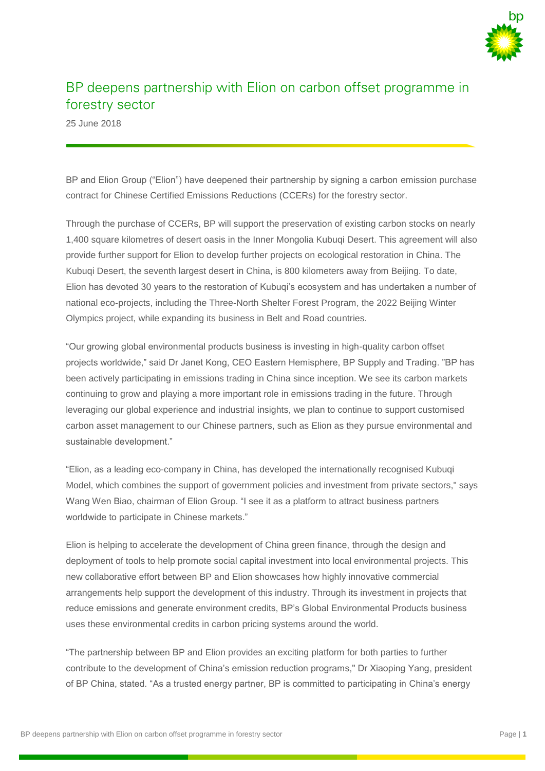# BP deepens partnership with Elion on carbon offset programme in forestry sector

25 June 2018

BP and Elion Group ("Elion") have deepened their partnership by signing a carbon emission purchase contract for Chinese Certified Emissions Reductions (CCERs) for the forestry sector.

Through the purchase of CCERs, BP will support the preservation of existing carbon stocks on nearly 1,400 square kilometres of desert oasis in the Inner Mongolia Kubuqi Desert. This agreement will also provide further support for Elion to develop further projects on ecological restoration in China. The Kubuqi Desert, the seventh largest desert in China, is 800 kilometers away from Beijing. To date, Elion has devoted 30 years to the restoration of Kubuqi's ecosystem and has undertaken a number of national eco-projects, including the Three-North Shelter Forest Program, the 2022 Beijing Winter Olympics project, while expanding its business in Belt and Road countries.

"Our growing global environmental products business is investing in high-quality carbon offset projects worldwide," said Dr Janet Kong, CEO Eastern Hemisphere, BP Supply and Trading. "BP has been actively participating in emissions trading in China since inception. We see its carbon markets continuing to grow and playing a more important role in emissions trading in the future. Through leveraging our global experience and industrial insights, we plan to continue to support customised carbon asset management to our Chinese partners, such as Elion as they pursue environmental and sustainable development."

"Elion, as a leading eco-company in China, has developed the internationally recognised Kubuqi Model, which combines the support of government policies and investment from private sectors," says Wang Wen Biao, chairman of Elion Group. "I see it as a platform to attract business partners worldwide to participate in Chinese markets."

Elion is helping to accelerate the development of China green finance, through the design and deployment of tools to help promote social capital investment into local environmental projects. This new collaborative effort between BP and Elion showcases how highly innovative commercial arrangements help support the development of this industry. Through its investment in projects that reduce emissions and generate environment credits, BP's Global Environmental Products business uses these environmental credits in carbon pricing systems around the world.

"The partnership between BP and Elion provides an exciting platform for both parties to further contribute to the development of China's emission reduction programs," Dr Xiaoping Yang, president of BP China, stated. "As a trusted energy partner, BP is committed to participating in China's energy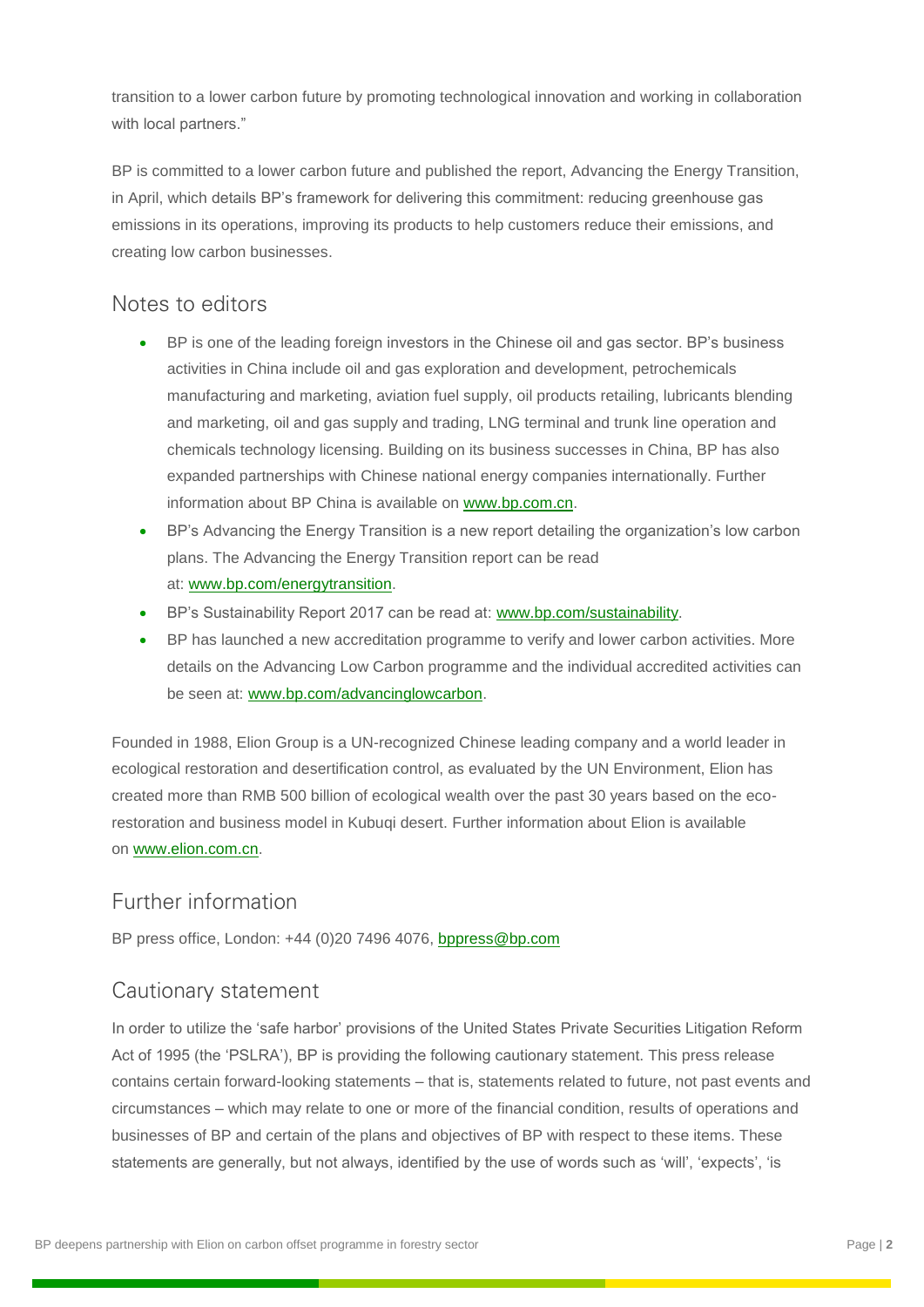transition to a lower carbon future by promoting technological innovation and working in collaboration with local partners."

BP is committed to a lower carbon future and published the report, Advancing the Energy Transition, in April, which details BP's framework for delivering this commitment: reducing greenhouse gas emissions in its operations, improving its products to help customers reduce their emissions, and creating low carbon businesses.

## Notes to editors

- BP is one of the leading foreign investors in the Chinese oil and gas sector. BP's business activities in China include oil and gas exploration and development, petrochemicals manufacturing and marketing, aviation fuel supply, oil products retailing, lubricants blending and marketing, oil and gas supply and trading, LNG terminal and trunk line operation and chemicals technology licensing. Building on its business successes in China, BP has also expanded partnerships with Chinese national energy companies internationally. Further information about BP China is available on [www.bp.com.cn](http://www.bp.com.cn).
- BP's Advancing the Energy Transition is a new report detailing the organization's low carbon plans. The Advancing the Energy Transition report can be read at: [www.bp.com/energytransition](http://www.bp.com/energytransition).
- BP's Sustainability Report 2017 can be read at: [www.bp.com/sustainability](http://www.bp.com/sustainability).
- BP has launched a new accreditation programme to verify and lower carbon activities. More details on the Advancing Low Carbon programme and the individual accredited activities can be seen at: [www.bp.com/advancinglowcarbon](http://www.bp.com/advancinglowcarbon).

Founded in 1988, Elion Group is a UN-recognized Chinese leading company and a world leader in ecological restoration and desertification control, as evaluated by the UN Environment, Elion has created more than RMB 500 billion of ecological wealth over the past 30 years based on the eco-restoration and business model in Kubuqi desert. Further information about Elion is available on [www.elion.com.cn](http://www.elion.com.cn).

## Further information

BP press office, London: +44 (0)20 7496 4076, [bppress@bp.com](mailto:bppress@bp.com)

## Cautionary statement

In order to utilize the 'safe harbor' provisions of the United States Private Securities Litigation Reform Act of 1995 (the 'PSLRA'), BP is providing the following cautionary statement. This press release contains certain forward-looking statements – that is, statements related to future, not past events and circumstances – which may relate to one or more of the financial condition, results of operations and businesses of BP and certain of the plans and objectives of BP with respect to these items. These statements are generally, but not always, identified by the use of words such as 'will', 'expects', 'is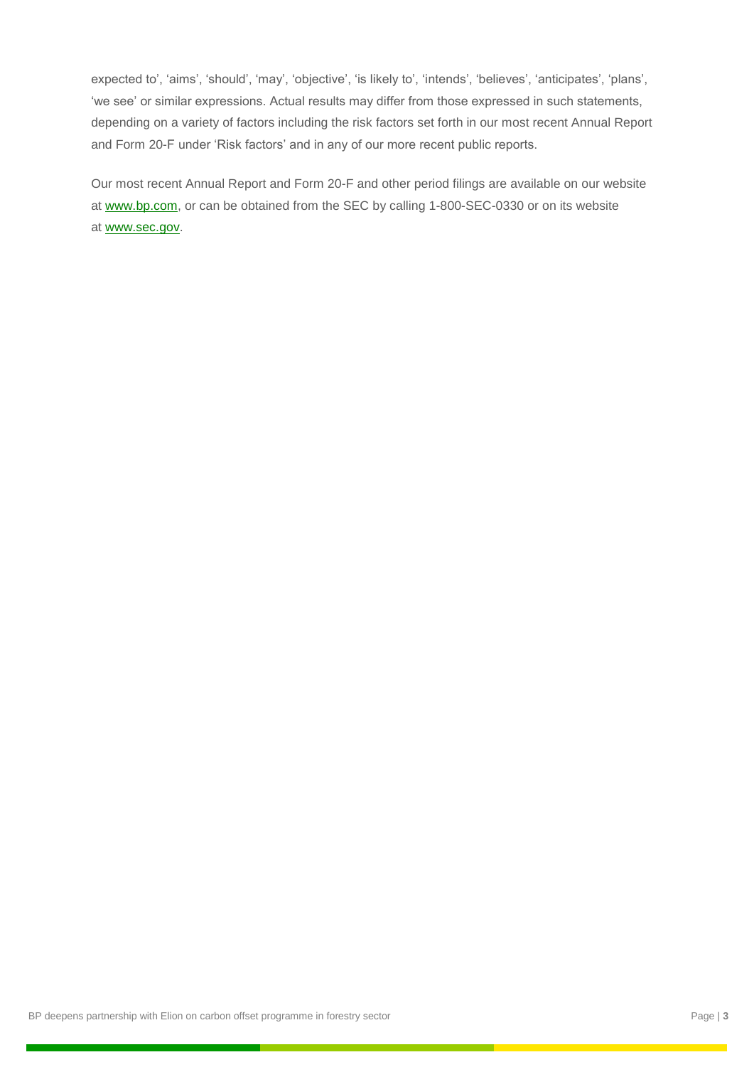expected to', 'aims', 'should', 'may', 'objective', 'is likely to', 'intends', 'believes', 'anticipates', 'plans', 'we see' or similar expressions. Actual results may differ from those expressed in such statements, depending on a variety of factors including the risk factors set forth in our most recent Annual Report and Form 20-F under 'Risk factors' and in any of our more recent public reports.

Our most recent Annual Report and Form 20-F and other period filings are available on our website at www.bp.com, or can be obtained from the SEC by calling 1-800-SEC-0330 or on its website at www.sec.gov.